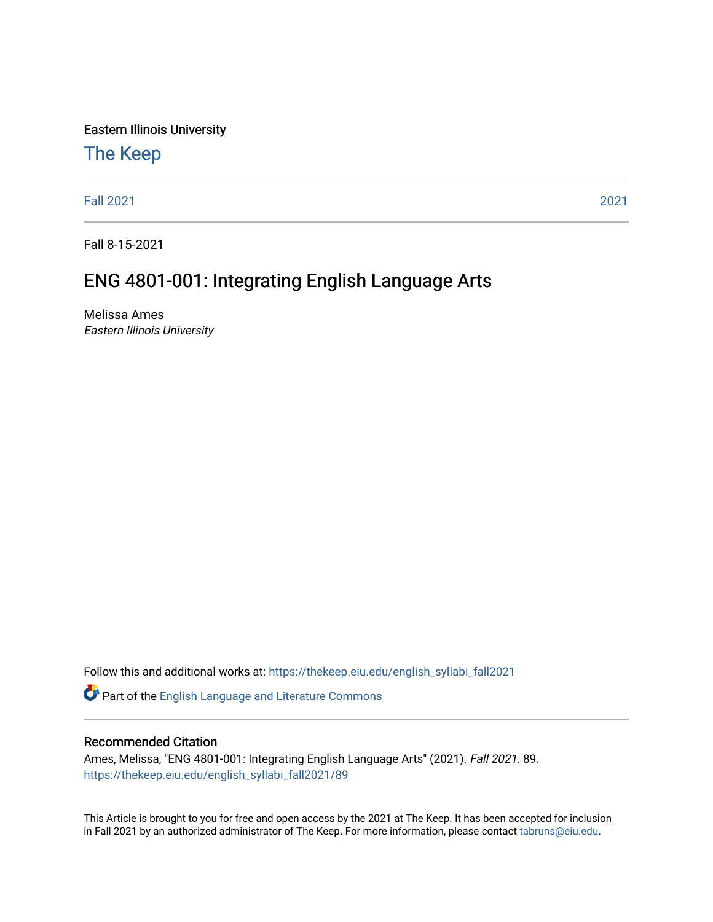Eastern Illinois University

# The Keep

Fall 2021 | 2021

Fall 8-15-2021

## ENG 4801-001: Integrating English Language Arts

Melissa Ames
*Eastern Illinois University*

Follow this and additional works at: https://thekeep.eiu.edu/english_syllabi_fall2021

Part of the English Language and Literature Commons

### Recommended Citation

Ames, Melissa, "ENG 4801-001: Integrating English Language Arts" (2021). *Fall 2021*. 89.
https://thekeep.eiu.edu/english_syllabi_fall2021/89

This Article is brought to you for free and open access by the 2021 at The Keep. It has been accepted for inclusion in Fall 2021 by an authorized administrator of The Keep. For more information, please contact tabruns@eiu.edu.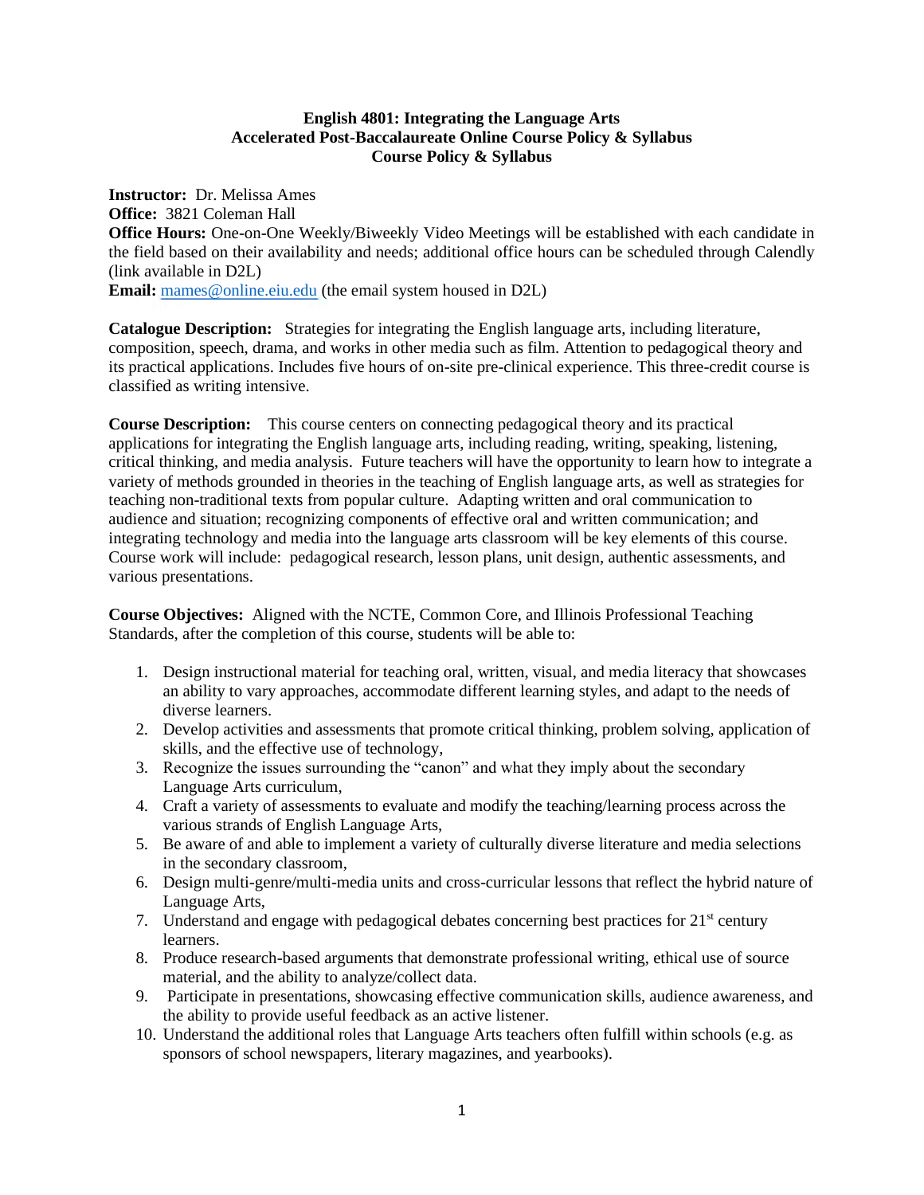**English 4801: Integrating the Language Arts**
**Accelerated Post-Baccalaureate Online Course Policy & Syllabus**
**Course Policy & Syllabus**

**Instructor:** Dr. Melissa Ames
**Office:** 3821 Coleman Hall
**Office Hours:** One-on-One Weekly/Biweekly Video Meetings will be established with each candidate in the field based on their availability and needs; additional office hours can be scheduled through Calendly (link available in D2L)
**Email:** mames@online.eiu.edu (the email system housed in D2L)

**Catalogue Description:** Strategies for integrating the English language arts, including literature, composition, speech, drama, and works in other media such as film. Attention to pedagogical theory and its practical applications. Includes five hours of on-site pre-clinical experience. This three-credit course is classified as writing intensive.

**Course Description:** This course centers on connecting pedagogical theory and its practical applications for integrating the English language arts, including reading, writing, speaking, listening, critical thinking, and media analysis. Future teachers will have the opportunity to learn how to integrate a variety of methods grounded in theories in the teaching of English language arts, as well as strategies for teaching non-traditional texts from popular culture. Adapting written and oral communication to audience and situation; recognizing components of effective oral and written communication; and integrating technology and media into the language arts classroom will be key elements of this course. Course work will include: pedagogical research, lesson plans, unit design, authentic assessments, and various presentations.

**Course Objectives:** Aligned with the NCTE, Common Core, and Illinois Professional Teaching Standards, after the completion of this course, students will be able to:

1. Design instructional material for teaching oral, written, visual, and media literacy that showcases an ability to vary approaches, accommodate different learning styles, and adapt to the needs of diverse learners.
2. Develop activities and assessments that promote critical thinking, problem solving, application of skills, and the effective use of technology,
3. Recognize the issues surrounding the "canon" and what they imply about the secondary Language Arts curriculum,
4. Craft a variety of assessments to evaluate and modify the teaching/learning process across the various strands of English Language Arts,
5. Be aware of and able to implement a variety of culturally diverse literature and media selections in the secondary classroom,
6. Design multi-genre/multi-media units and cross-curricular lessons that reflect the hybrid nature of Language Arts,
7. Understand and engage with pedagogical debates concerning best practices for 21st century learners.
8. Produce research-based arguments that demonstrate professional writing, ethical use of source material, and the ability to analyze/collect data.
9. Participate in presentations, showcasing effective communication skills, audience awareness, and the ability to provide useful feedback as an active listener.
10. Understand the additional roles that Language Arts teachers often fulfill within schools (e.g. as sponsors of school newspapers, literary magazines, and yearbooks).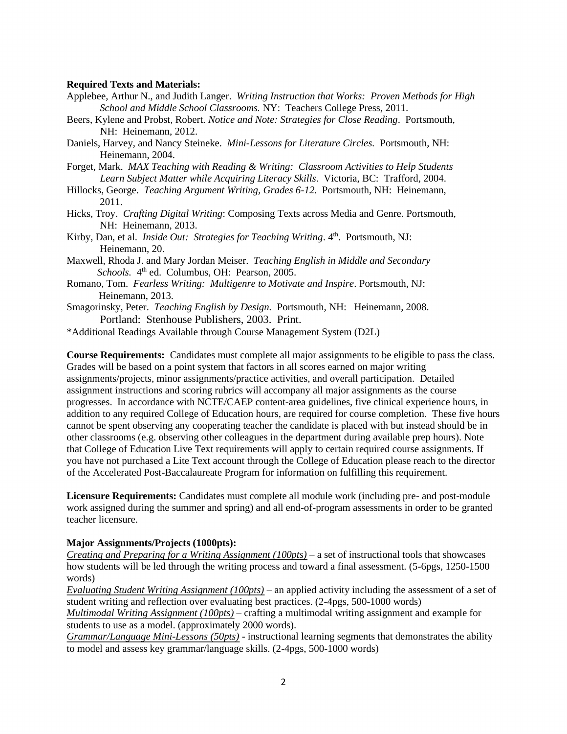**Required Texts and Materials:**

Applebee, Arthur N., and Judith Langer. *Writing Instruction that Works: Proven Methods for High School and Middle School Classrooms.* NY: Teachers College Press, 2011.

Beers, Kylene and Probst, Robert. *Notice and Note: Strategies for Close Reading*. Portsmouth, NH: Heinemann, 2012.

Daniels, Harvey, and Nancy Steineke. *Mini-Lessons for Literature Circles.* Portsmouth, NH: Heinemann, 2004.

Forget, Mark. *MAX Teaching with Reading & Writing: Classroom Activities to Help Students Learn Subject Matter while Acquiring Literacy Skills*. Victoria, BC: Trafford, 2004.

Hillocks, George. *Teaching Argument Writing, Grades 6-12.* Portsmouth, NH: Heinemann, 2011.

Hicks, Troy. *Crafting Digital Writing*: Composing Texts across Media and Genre. Portsmouth, NH: Heinemann, 2013.

Kirby, Dan, et al. *Inside Out: Strategies for Teaching Writing*. 4th. Portsmouth, NJ: Heinemann, 20.

Maxwell, Rhoda J. and Mary Jordan Meiser. *Teaching English in Middle and Secondary Schools.* 4th ed. Columbus, OH: Pearson, 2005.

Romano, Tom. *Fearless Writing: Multigenre to Motivate and Inspire*. Portsmouth, NJ: Heinemann, 2013.

Smagorinsky, Peter. *Teaching English by Design.* Portsmouth, NH: Heinemann, 2008. Portland: Stenhouse Publishers, 2003. Print.

*Additional Readings Available through Course Management System (D2L)

**Course Requirements:** Candidates must complete all major assignments to be eligible to pass the class. Grades will be based on a point system that factors in all scores earned on major writing assignments/projects, minor assignments/practice activities, and overall participation. Detailed assignment instructions and scoring rubrics will accompany all major assignments as the course progresses. In accordance with NCTE/CAEP content-area guidelines, five clinical experience hours, in addition to any required College of Education hours, are required for course completion. These five hours cannot be spent observing any cooperating teacher the candidate is placed with but instead should be in other classrooms (e.g. observing other colleagues in the department during available prep hours). Note that College of Education Live Text requirements will apply to certain required course assignments. If you have not purchased a Lite Text account through the College of Education please reach to the director of the Accelerated Post-Baccalaureate Program for information on fulfilling this requirement.

**Licensure Requirements:** Candidates must complete all module work (including pre- and post-module work assigned during the summer and spring) and all end-of-program assessments in order to be granted teacher licensure.

**Major Assignments/Projects (1000pts):**

*Creating and Preparing for a Writing Assignment (100pts)* – a set of instructional tools that showcases how students will be led through the writing process and toward a final assessment. (5-6pgs, 1250-1500 words)

*Evaluating Student Writing Assignment (100pts)* – an applied activity including the assessment of a set of student writing and reflection over evaluating best practices. (2-4pgs, 500-1000 words)

*Multimodal Writing Assignment (100pts)* – crafting a multimodal writing assignment and example for students to use as a model. (approximately 2000 words).

*Grammar/Language Mini-Lessons (50pts)* - instructional learning segments that demonstrates the ability to model and assess key grammar/language skills. (2-4pgs, 500-1000 words)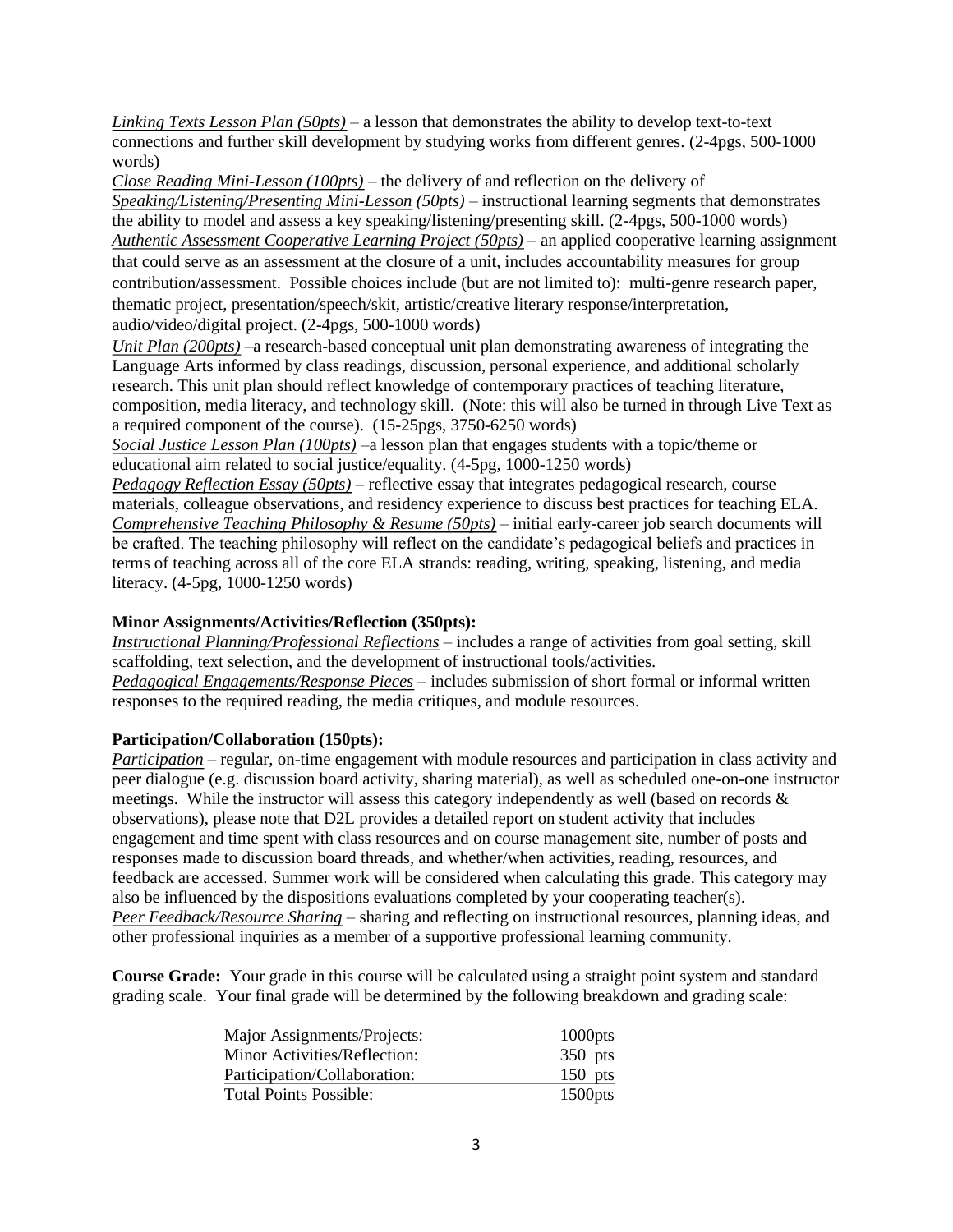*Linking Texts Lesson Plan (50pts)* – a lesson that demonstrates the ability to develop text-to-text connections and further skill development by studying works from different genres. (2-4pgs, 500-1000 words)

*Close Reading Mini-Lesson (100pts)* – the delivery of and reflection on the delivery of

*Speaking/Listening/Presenting Mini-Lesson (50pts)* – instructional learning segments that demonstrates the ability to model and assess a key speaking/listening/presenting skill. (2-4pgs, 500-1000 words)

*Authentic Assessment Cooperative Learning Project (50pts)* – an applied cooperative learning assignment that could serve as an assessment at the closure of a unit, includes accountability measures for group contribution/assessment. Possible choices include (but are not limited to): multi-genre research paper, thematic project, presentation/speech/skit, artistic/creative literary response/interpretation, audio/video/digital project. (2-4pgs, 500-1000 words)

*Unit Plan (200pts)* –a research-based conceptual unit plan demonstrating awareness of integrating the Language Arts informed by class readings, discussion, personal experience, and additional scholarly research. This unit plan should reflect knowledge of contemporary practices of teaching literature, composition, media literacy, and technology skill. (Note: this will also be turned in through Live Text as a required component of the course). (15-25pgs, 3750-6250 words)

*Social Justice Lesson Plan (100pts)* –a lesson plan that engages students with a topic/theme or educational aim related to social justice/equality. (4-5pg, 1000-1250 words)

*Pedagogy Reflection Essay (50pts)* – reflective essay that integrates pedagogical research, course materials, colleague observations, and residency experience to discuss best practices for teaching ELA.

*Comprehensive Teaching Philosophy & Resume (50pts)* – initial early-career job search documents will be crafted. The teaching philosophy will reflect on the candidate's pedagogical beliefs and practices in terms of teaching across all of the core ELA strands: reading, writing, speaking, listening, and media literacy. (4-5pg, 1000-1250 words)

**Minor Assignments/Activities/Reflection (350pts):**

*Instructional Planning/Professional Reflections* – includes a range of activities from goal setting, skill scaffolding, text selection, and the development of instructional tools/activities.

*Pedagogical Engagements/Response Pieces* – includes submission of short formal or informal written responses to the required reading, the media critiques, and module resources.

**Participation/Collaboration (150pts):**

*Participation* – regular, on-time engagement with module resources and participation in class activity and peer dialogue (e.g. discussion board activity, sharing material), as well as scheduled one-on-one instructor meetings. While the instructor will assess this category independently as well (based on records & observations), please note that D2L provides a detailed report on student activity that includes engagement and time spent with class resources and on course management site, number of posts and responses made to discussion board threads, and whether/when activities, reading, resources, and feedback are accessed. Summer work will be considered when calculating this grade. This category may also be influenced by the dispositions evaluations completed by your cooperating teacher(s).

*Peer Feedback/Resource Sharing* – sharing and reflecting on instructional resources, planning ideas, and other professional inquiries as a member of a supportive professional learning community.

**Course Grade:** Your grade in this course will be calculated using a straight point system and standard grading scale. Your final grade will be determined by the following breakdown and grading scale:

| | |
|---|---|
| Major Assignments/Projects: | 1000pts |
| Minor Activities/Reflection: | 350 pts |
| Participation/Collaboration: | 150 pts |
| Total Points Possible: | 1500pts |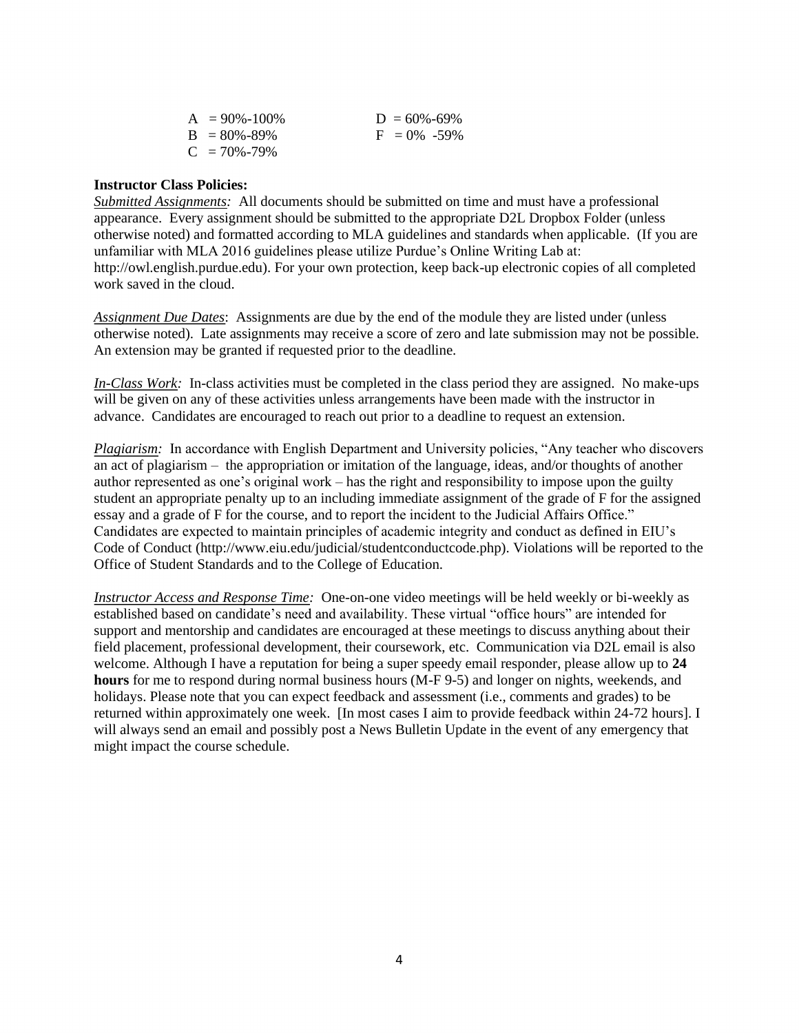A = 90%-100%
B = 80%-89%
C = 70%-79%
D = 60%-69%
F = 0% -59%

**Instructor Class Policies:**

*Submitted Assignments:* All documents should be submitted on time and must have a professional appearance. Every assignment should be submitted to the appropriate D2L Dropbox Folder (unless otherwise noted) and formatted according to MLA guidelines and standards when applicable. (If you are unfamiliar with MLA 2016 guidelines please utilize Purdue's Online Writing Lab at: http://owl.english.purdue.edu). For your own protection, keep back-up electronic copies of all completed work saved in the cloud.

*Assignment Due Dates*: Assignments are due by the end of the module they are listed under (unless otherwise noted). Late assignments may receive a score of zero and late submission may not be possible. An extension may be granted if requested prior to the deadline.

*In-Class Work:* In-class activities must be completed in the class period they are assigned. No make-ups will be given on any of these activities unless arrangements have been made with the instructor in advance. Candidates are encouraged to reach out prior to a deadline to request an extension.

*Plagiarism:* In accordance with English Department and University policies, "Any teacher who discovers an act of plagiarism – the appropriation or imitation of the language, ideas, and/or thoughts of another author represented as one's original work – has the right and responsibility to impose upon the guilty student an appropriate penalty up to an including immediate assignment of the grade of F for the assigned essay and a grade of F for the course, and to report the incident to the Judicial Affairs Office." Candidates are expected to maintain principles of academic integrity and conduct as defined in EIU's Code of Conduct (http://www.eiu.edu/judicial/studentconductcode.php). Violations will be reported to the Office of Student Standards and to the College of Education.

*Instructor Access and Response Time:* One-on-one video meetings will be held weekly or bi-weekly as established based on candidate's need and availability. These virtual "office hours" are intended for support and mentorship and candidates are encouraged at these meetings to discuss anything about their field placement, professional development, their coursework, etc. Communication via D2L email is also welcome. Although I have a reputation for being a super speedy email responder, please allow up to **24 hours** for me to respond during normal business hours (M-F 9-5) and longer on nights, weekends, and holidays. Please note that you can expect feedback and assessment (i.e., comments and grades) to be returned within approximately one week. [In most cases I aim to provide feedback within 24-72 hours]. I will always send an email and possibly post a News Bulletin Update in the event of any emergency that might impact the course schedule.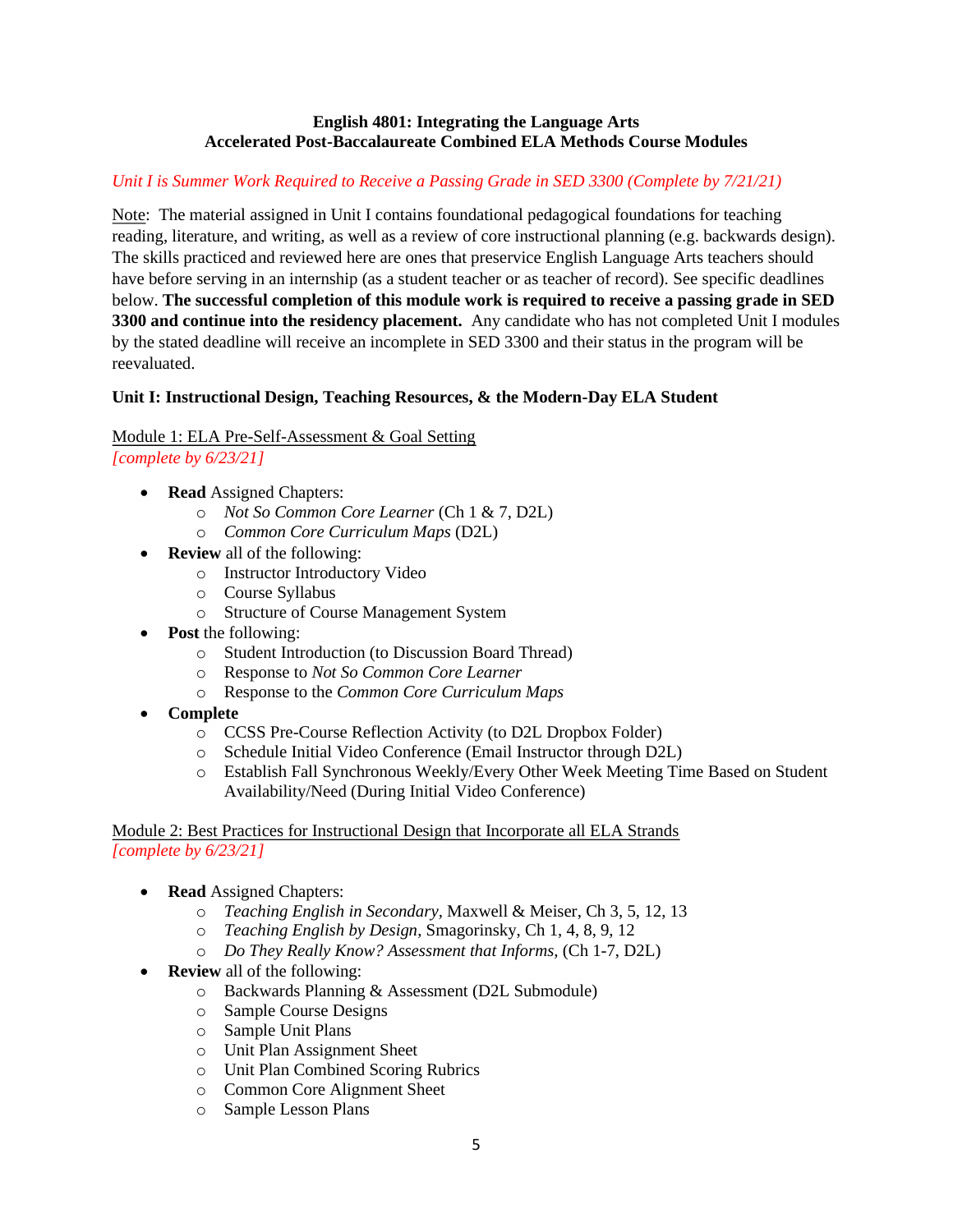**English 4801: Integrating the Language Arts**
**Accelerated Post-Baccalaureate Combined ELA Methods Course Modules**

*Unit I is Summer Work Required to Receive a Passing Grade in SED 3300 (Complete by 7/21/21)*

Note: The material assigned in Unit I contains foundational pedagogical foundations for teaching reading, literature, and writing, as well as a review of core instructional planning (e.g. backwards design). The skills practiced and reviewed here are ones that preservice English Language Arts teachers should have before serving in an internship (as a student teacher or as teacher of record). See specific deadlines below. **The successful completion of this module work is required to receive a passing grade in SED 3300 and continue into the residency placement.** Any candidate who has not completed Unit I modules by the stated deadline will receive an incomplete in SED 3300 and their status in the program will be reevaluated.

**Unit I: Instructional Design, Teaching Resources, & the Modern-Day ELA Student**

Module 1: ELA Pre-Self-Assessment & Goal Setting
*[complete by 6/23/21]*

- **Read** Assigned Chapters:
  - *Not So Common Core Learner* (Ch 1 & 7, D2L)
  - *Common Core Curriculum Maps* (D2L)
- **Review** all of the following:
  - Instructor Introductory Video
  - Course Syllabus
  - Structure of Course Management System
- **Post** the following:
  - Student Introduction (to Discussion Board Thread)
  - Response to *Not So Common Core Learner*
  - Response to the *Common Core Curriculum Maps*
- **Complete**
  - CCSS Pre-Course Reflection Activity (to D2L Dropbox Folder)
  - Schedule Initial Video Conference (Email Instructor through D2L)
  - Establish Fall Synchronous Weekly/Every Other Week Meeting Time Based on Student Availability/Need (During Initial Video Conference)

Module 2: Best Practices for Instructional Design that Incorporate all ELA Strands
*[complete by 6/23/21]*

- **Read** Assigned Chapters:
  - *Teaching English in Secondary*, Maxwell & Meiser, Ch 3, 5, 12, 13
  - *Teaching English by Design*, Smagorinsky, Ch 1, 4, 8, 9, 12
  - *Do They Really Know? Assessment that Informs,* (Ch 1-7, D2L)
- **Review** all of the following:
  - Backwards Planning & Assessment (D2L Submodule)
  - Sample Course Designs
  - Sample Unit Plans
  - Unit Plan Assignment Sheet
  - Unit Plan Combined Scoring Rubrics
  - Common Core Alignment Sheet
  - Sample Lesson Plans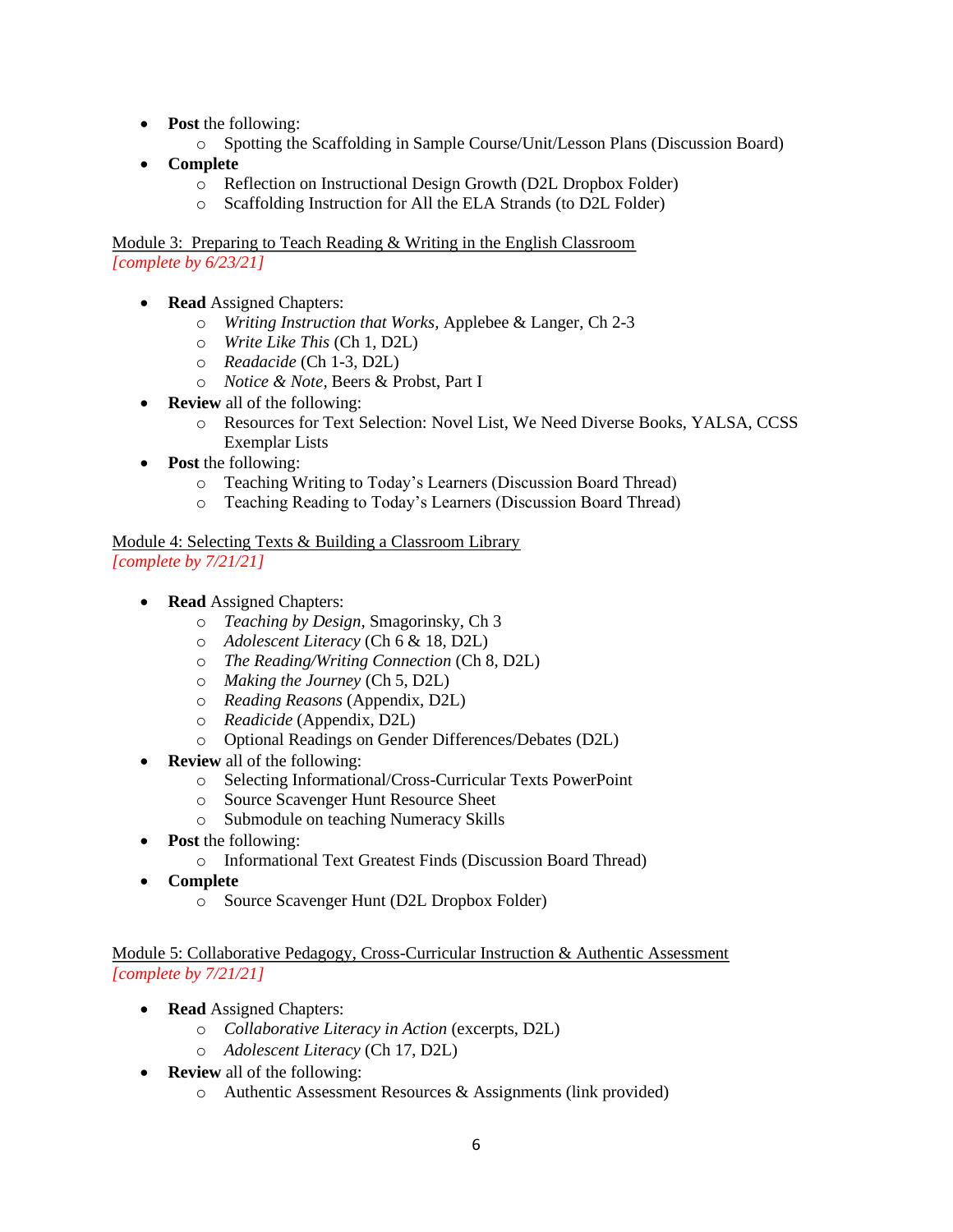- **Post** the following:
    - Spotting the Scaffolding in Sample Course/Unit/Lesson Plans (Discussion Board)
- **Complete**
    - Reflection on Instructional Design Growth (D2L Dropbox Folder)
    - Scaffolding Instruction for All the ELA Strands (to D2L Folder)

Module 3: Preparing to Teach Reading & Writing in the English Classroom
*[complete by 6/23/21]*

- **Read** Assigned Chapters:
    - *Writing Instruction that Works*, Applebee & Langer, Ch 2-3
    - *Write Like This* (Ch 1, D2L)
    - *Readacide* (Ch 1-3, D2L)
    - *Notice & Note*, Beers & Probst, Part I
- **Review** all of the following:
    - Resources for Text Selection: Novel List, We Need Diverse Books, YALSA, CCSS Exemplar Lists
- **Post** the following:
    - Teaching Writing to Today's Learners (Discussion Board Thread)
    - Teaching Reading to Today's Learners (Discussion Board Thread)

Module 4: Selecting Texts & Building a Classroom Library
*[complete by 7/21/21]*

- **Read** Assigned Chapters:
    - *Teaching by Design*, Smagorinsky, Ch 3
    - *Adolescent Literacy* (Ch 6 & 18, D2L)
    - *The Reading/Writing Connection* (Ch 8, D2L)
    - *Making the Journey* (Ch 5, D2L)
    - *Reading Reasons* (Appendix, D2L)
    - *Readicide* (Appendix, D2L)
    - Optional Readings on Gender Differences/Debates (D2L)
- **Review** all of the following:
    - Selecting Informational/Cross-Curricular Texts PowerPoint
    - Source Scavenger Hunt Resource Sheet
    - Submodule on teaching Numeracy Skills
- **Post** the following:
    - Informational Text Greatest Finds (Discussion Board Thread)
- **Complete**
    - Source Scavenger Hunt (D2L Dropbox Folder)

Module 5: Collaborative Pedagogy, Cross-Curricular Instruction & Authentic Assessment
*[complete by 7/21/21]*

- **Read** Assigned Chapters:
    - *Collaborative Literacy in Action* (excerpts, D2L)
    - *Adolescent Literacy* (Ch 17, D2L)
- **Review** all of the following:
    - Authentic Assessment Resources & Assignments (link provided)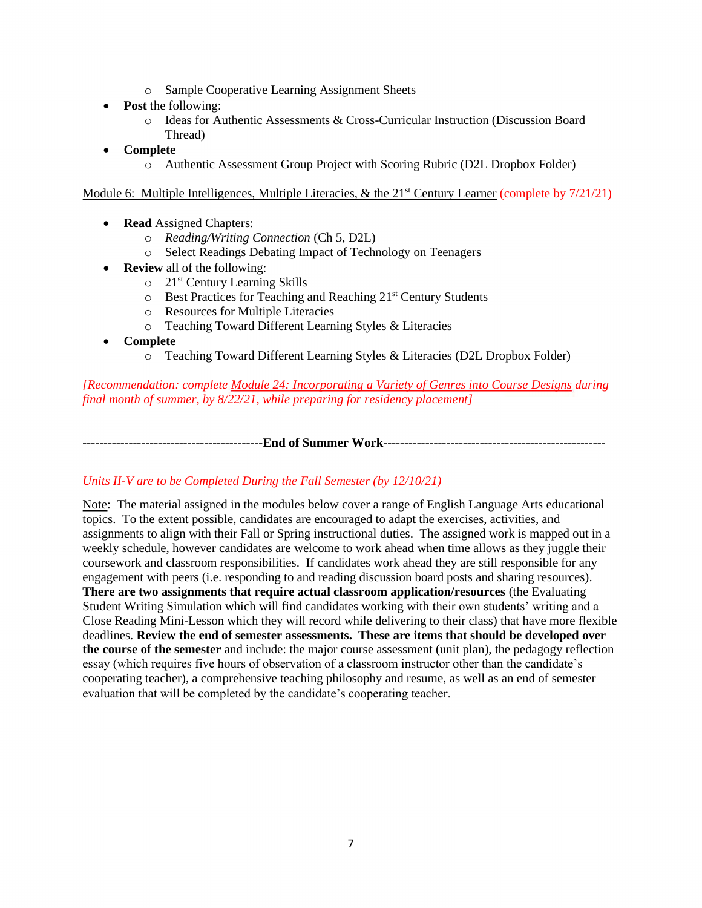- Sample Cooperative Learning Assignment Sheets
- **Post** the following:
    - Ideas for Authentic Assessments & Cross-Curricular Instruction (Discussion Board Thread)
- **Complete**
    - Authentic Assessment Group Project with Scoring Rubric (D2L Dropbox Folder)

Module 6: Multiple Intelligences, Multiple Literacies, & the 21st Century Learner (complete by 7/21/21)

- **Read** Assigned Chapters:
    - *Reading/Writing Connection* (Ch 5, D2L)
    - Select Readings Debating Impact of Technology on Teenagers
- **Review** all of the following:
    - 21st Century Learning Skills
    - Best Practices for Teaching and Reaching 21st Century Students
    - Resources for Multiple Literacies
    - Teaching Toward Different Learning Styles & Literacies
- **Complete**
    - Teaching Toward Different Learning Styles & Literacies (D2L Dropbox Folder)

*[Recommendation: complete Module 24: Incorporating a Variety of Genres into Course Designs during final month of summer, by 8/22/21, while preparing for residency placement]*

**------------------------------------------End of Summer Work----------------------------------------------------**

*Units II-V are to be Completed During the Fall Semester (by 12/10/21)*

Note: The material assigned in the modules below cover a range of English Language Arts educational topics. To the extent possible, candidates are encouraged to adapt the exercises, activities, and assignments to align with their Fall or Spring instructional duties. The assigned work is mapped out in a weekly schedule, however candidates are welcome to work ahead when time allows as they juggle their coursework and classroom responsibilities. If candidates work ahead they are still responsible for any engagement with peers (i.e. responding to and reading discussion board posts and sharing resources). **There are two assignments that require actual classroom application/resources** (the Evaluating Student Writing Simulation which will find candidates working with their own students' writing and a Close Reading Mini-Lesson which they will record while delivering to their class) that have more flexible deadlines. **Review the end of semester assessments. These are items that should be developed over the course of the semester** and include: the major course assessment (unit plan), the pedagogy reflection essay (which requires five hours of observation of a classroom instructor other than the candidate's cooperating teacher), a comprehensive teaching philosophy and resume, as well as an end of semester evaluation that will be completed by the candidate's cooperating teacher.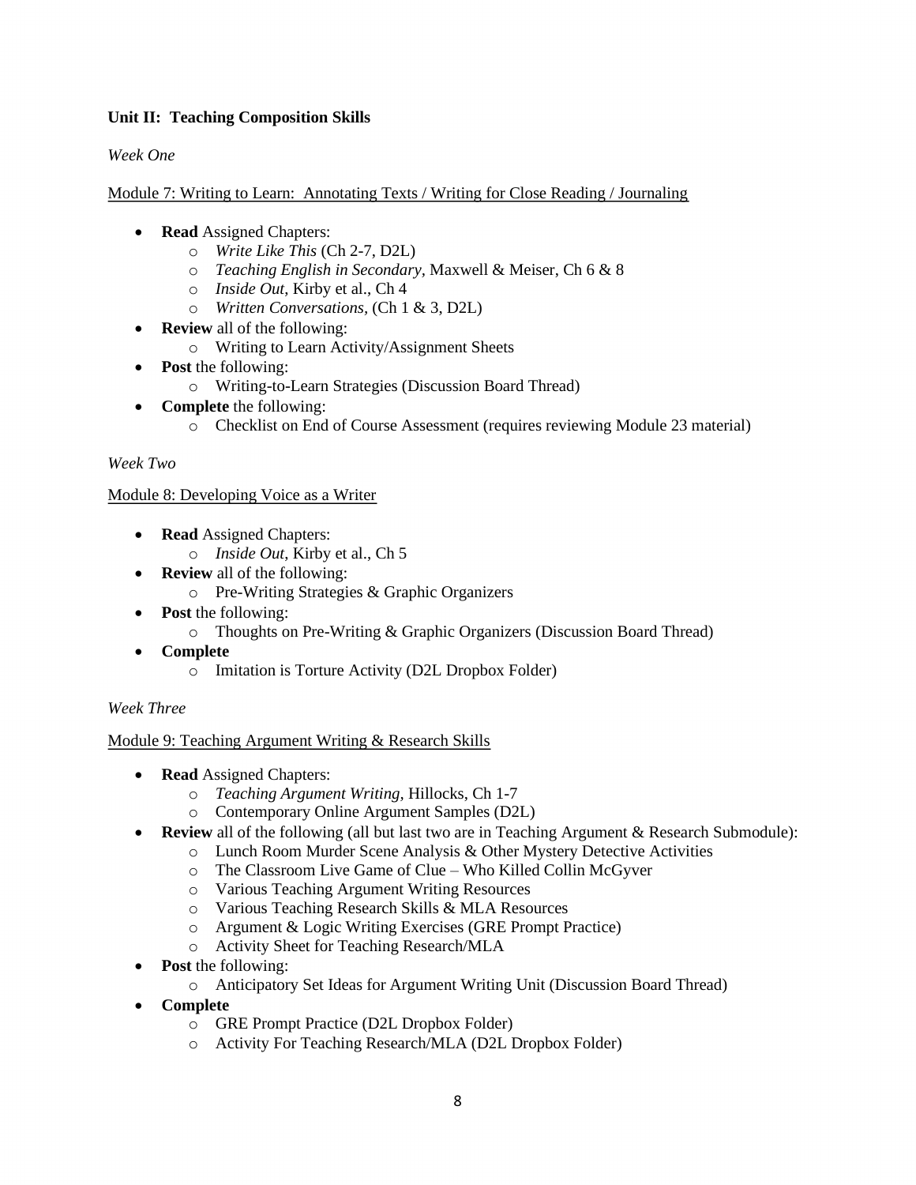**Unit II: Teaching Composition Skills**

*Week One*

<u>Module 7: Writing to Learn: Annotating Texts / Writing for Close Reading / Journaling</u>

- **Read** Assigned Chapters:
  - *Write Like This* (Ch 2-7, D2L)
  - *Teaching English in Secondary*, Maxwell & Meiser, Ch 6 & 8
  - *Inside Out*, Kirby et al., Ch 4
  - *Written Conversations*, (Ch 1 & 3, D2L)
- **Review** all of the following:
  - Writing to Learn Activity/Assignment Sheets
- **Post** the following:
  - Writing-to-Learn Strategies (Discussion Board Thread)
- **Complete** the following:
  - Checklist on End of Course Assessment (requires reviewing Module 23 material)

*Week Two*

<u>Module 8: Developing Voice as a Writer</u>

- **Read** Assigned Chapters:
  - *Inside Out*, Kirby et al., Ch 5
- **Review** all of the following:
  - Pre-Writing Strategies & Graphic Organizers
- **Post** the following:
  - Thoughts on Pre-Writing & Graphic Organizers (Discussion Board Thread)
- **Complete**
  - Imitation is Torture Activity (D2L Dropbox Folder)

*Week Three*

<u>Module 9: Teaching Argument Writing & Research Skills</u>

- **Read** Assigned Chapters:
  - *Teaching Argument Writing*, Hillocks, Ch 1-7
  - Contemporary Online Argument Samples (D2L)
- **Review** all of the following (all but last two are in Teaching Argument & Research Submodule):
  - Lunch Room Murder Scene Analysis & Other Mystery Detective Activities
  - The Classroom Live Game of Clue – Who Killed Collin McGyver
  - Various Teaching Argument Writing Resources
  - Various Teaching Research Skills & MLA Resources
  - Argument & Logic Writing Exercises (GRE Prompt Practice)
  - Activity Sheet for Teaching Research/MLA
- **Post** the following:
  - Anticipatory Set Ideas for Argument Writing Unit (Discussion Board Thread)
- **Complete**
  - GRE Prompt Practice (D2L Dropbox Folder)
  - Activity For Teaching Research/MLA (D2L Dropbox Folder)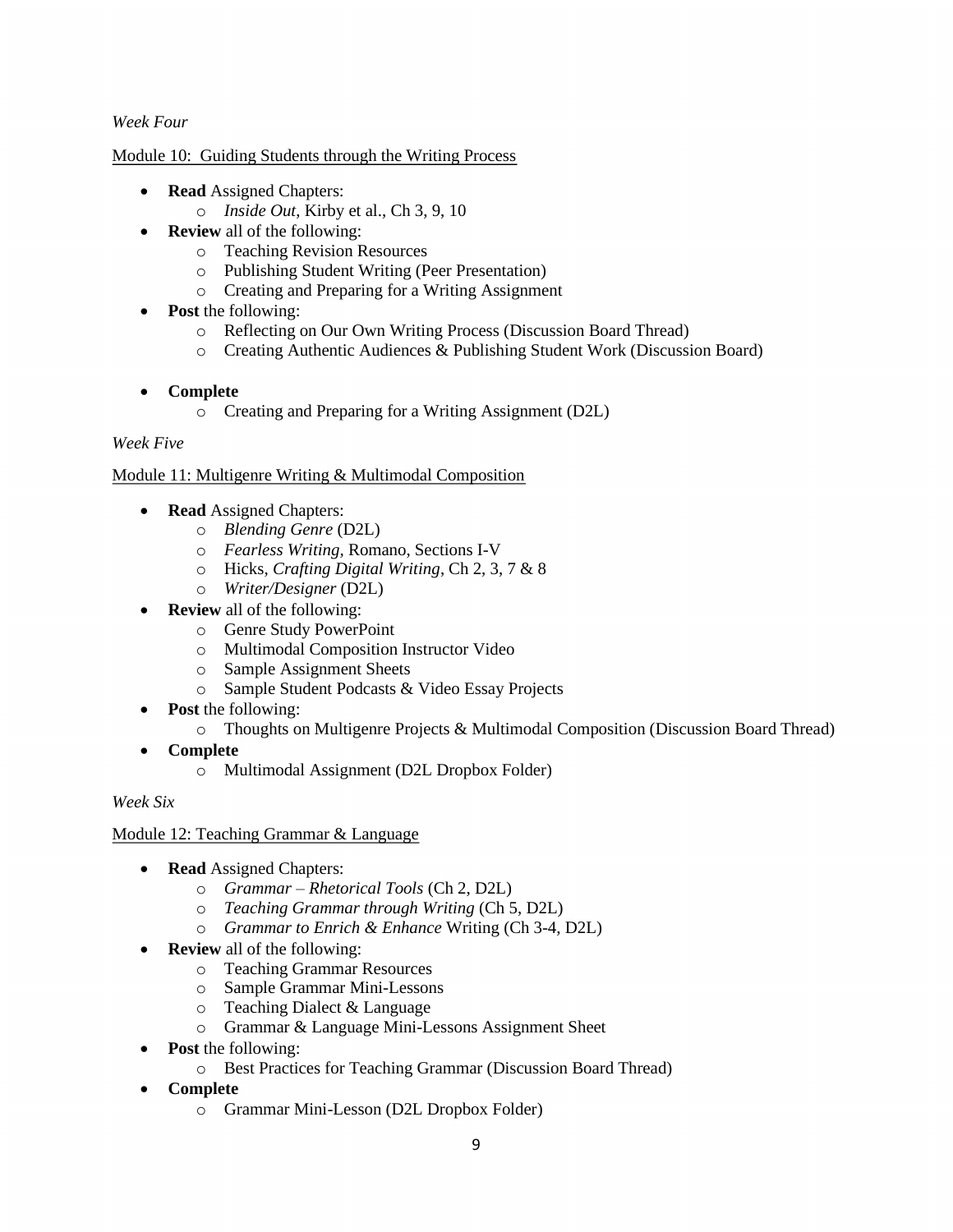*Week Four*

Module 10: Guiding Students through the Writing Process

- **Read** Assigned Chapters:
  - *Inside Out*, Kirby et al., Ch 3, 9, 10
- **Review** all of the following:
  - Teaching Revision Resources
  - Publishing Student Writing (Peer Presentation)
  - Creating and Preparing for a Writing Assignment
- **Post** the following:
  - Reflecting on Our Own Writing Process (Discussion Board Thread)
  - Creating Authentic Audiences & Publishing Student Work (Discussion Board)
- **Complete**
  - Creating and Preparing for a Writing Assignment (D2L)

*Week Five*

Module 11: Multigenre Writing & Multimodal Composition

- **Read** Assigned Chapters:
  - *Blending Genre* (D2L)
  - *Fearless Writing,* Romano, Sections I-V
  - Hicks, *Crafting Digital Writing*, Ch 2, 3, 7 & 8
  - *Writer/Designer* (D2L)
- **Review** all of the following:
  - Genre Study PowerPoint
  - Multimodal Composition Instructor Video
  - Sample Assignment Sheets
  - Sample Student Podcasts & Video Essay Projects
- **Post** the following:
  - Thoughts on Multigenre Projects & Multimodal Composition (Discussion Board Thread)
- **Complete**
  - Multimodal Assignment (D2L Dropbox Folder)

*Week Six*

Module 12: Teaching Grammar & Language

- **Read** Assigned Chapters:
  - *Grammar – Rhetorical Tools* (Ch 2, D2L)
  - *Teaching Grammar through Writing* (Ch 5, D2L)
  - *Grammar to Enrich & Enhance* Writing (Ch 3-4, D2L)
- **Review** all of the following:
  - Teaching Grammar Resources
  - Sample Grammar Mini-Lessons
  - Teaching Dialect & Language
  - Grammar & Language Mini-Lessons Assignment Sheet
- **Post** the following:
  - Best Practices for Teaching Grammar (Discussion Board Thread)
- **Complete**
  - Grammar Mini-Lesson (D2L Dropbox Folder)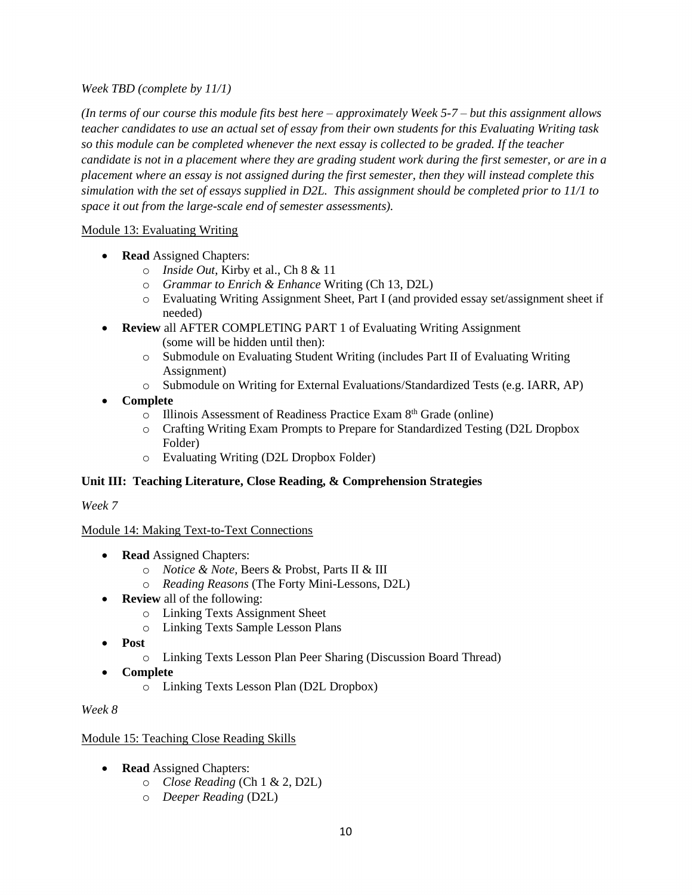*Week TBD (complete by 11/1)*

*(In terms of our course this module fits best here – approximately Week 5-7 – but this assignment allows teacher candidates to use an actual set of essay from their own students for this Evaluating Writing task so this module can be completed whenever the next essay is collected to be graded. If the teacher candidate is not in a placement where they are grading student work during the first semester, or are in a placement where an essay is not assigned during the first semester, then they will instead complete this simulation with the set of essays supplied in D2L. This assignment should be completed prior to 11/1 to space it out from the large-scale end of semester assessments).*

<u>Module 13: Evaluating Writing</u>

- **Read** Assigned Chapters:
  - *Inside Out*, Kirby et al., Ch 8 & 11
  - *Grammar to Enrich & Enhance* Writing (Ch 13, D2L)
  - Evaluating Writing Assignment Sheet, Part I (and provided essay set/assignment sheet if needed)
- **Review** all AFTER COMPLETING PART 1 of Evaluating Writing Assignment (some will be hidden until then):
  - Submodule on Evaluating Student Writing (includes Part II of Evaluating Writing Assignment)
  - Submodule on Writing for External Evaluations/Standardized Tests (e.g. IARR, AP)
- **Complete**
  - Illinois Assessment of Readiness Practice Exam 8th Grade (online)
  - Crafting Writing Exam Prompts to Prepare for Standardized Testing (D2L Dropbox Folder)
  - Evaluating Writing (D2L Dropbox Folder)

**Unit III: Teaching Literature, Close Reading, & Comprehension Strategies**

*Week 7*

<u>Module 14: Making Text-to-Text Connections</u>

- **Read** Assigned Chapters:
  - *Notice & Note*, Beers & Probst, Parts II & III
  - *Reading Reasons* (The Forty Mini-Lessons, D2L)
- **Review** all of the following:
  - Linking Texts Assignment Sheet
  - Linking Texts Sample Lesson Plans
- **Post**
  - Linking Texts Lesson Plan Peer Sharing (Discussion Board Thread)
- **Complete**
  - Linking Texts Lesson Plan (D2L Dropbox)

*Week 8*

<u>Module 15: Teaching Close Reading Skills</u>

- **Read** Assigned Chapters:
  - *Close Reading* (Ch 1 & 2, D2L)
  - *Deeper Reading* (D2L)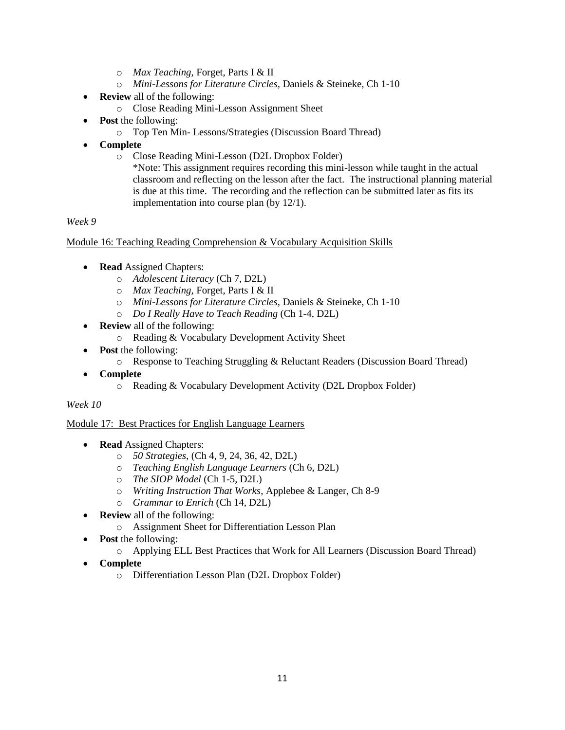- *Max Teaching*, Forget, Parts I & II
  - *Mini-Lessons for Literature Circles*, Daniels & Steineke, Ch 1-10
- **Review** all of the following:
  - Close Reading Mini-Lesson Assignment Sheet
- **Post** the following:
  - Top Ten Min- Lessons/Strategies (Discussion Board Thread)
- **Complete**
  - Close Reading Mini-Lesson (D2L Dropbox Folder)
    *Note: This assignment requires recording this mini-lesson while taught in the actual classroom and reflecting on the lesson after the fact. The instructional planning material is due at this time. The recording and the reflection can be submitted later as fits its implementation into course plan (by 12/1).

*Week 9*

<u>Module 16: Teaching Reading Comprehension & Vocabulary Acquisition Skills</u>

- **Read** Assigned Chapters:
  - *Adolescent Literacy* (Ch 7, D2L)
  - *Max Teaching*, Forget, Parts I & II
  - *Mini-Lessons for Literature Circles*, Daniels & Steineke, Ch 1-10
  - *Do I Really Have to Teach Reading* (Ch 1-4, D2L)
- **Review** all of the following:
  - Reading & Vocabulary Development Activity Sheet
- **Post** the following:
  - Response to Teaching Struggling & Reluctant Readers (Discussion Board Thread)
- **Complete**
  - Reading & Vocabulary Development Activity (D2L Dropbox Folder)

*Week 10*

<u>Module 17: Best Practices for English Language Learners</u>

- **Read** Assigned Chapters:
  - *50 Strategies,* (Ch 4, 9, 24, 36, 42, D2L)
  - *Teaching English Language Learners* (Ch 6, D2L)
  - *The SIOP Model* (Ch 1-5, D2L)
  - *Writing Instruction That Works*, Applebee & Langer, Ch 8-9
  - *Grammar to Enrich* (Ch 14, D2L)
- **Review** all of the following:
  - Assignment Sheet for Differentiation Lesson Plan
- **Post** the following:
  - Applying ELL Best Practices that Work for All Learners (Discussion Board Thread)
- **Complete**
  - Differentiation Lesson Plan (D2L Dropbox Folder)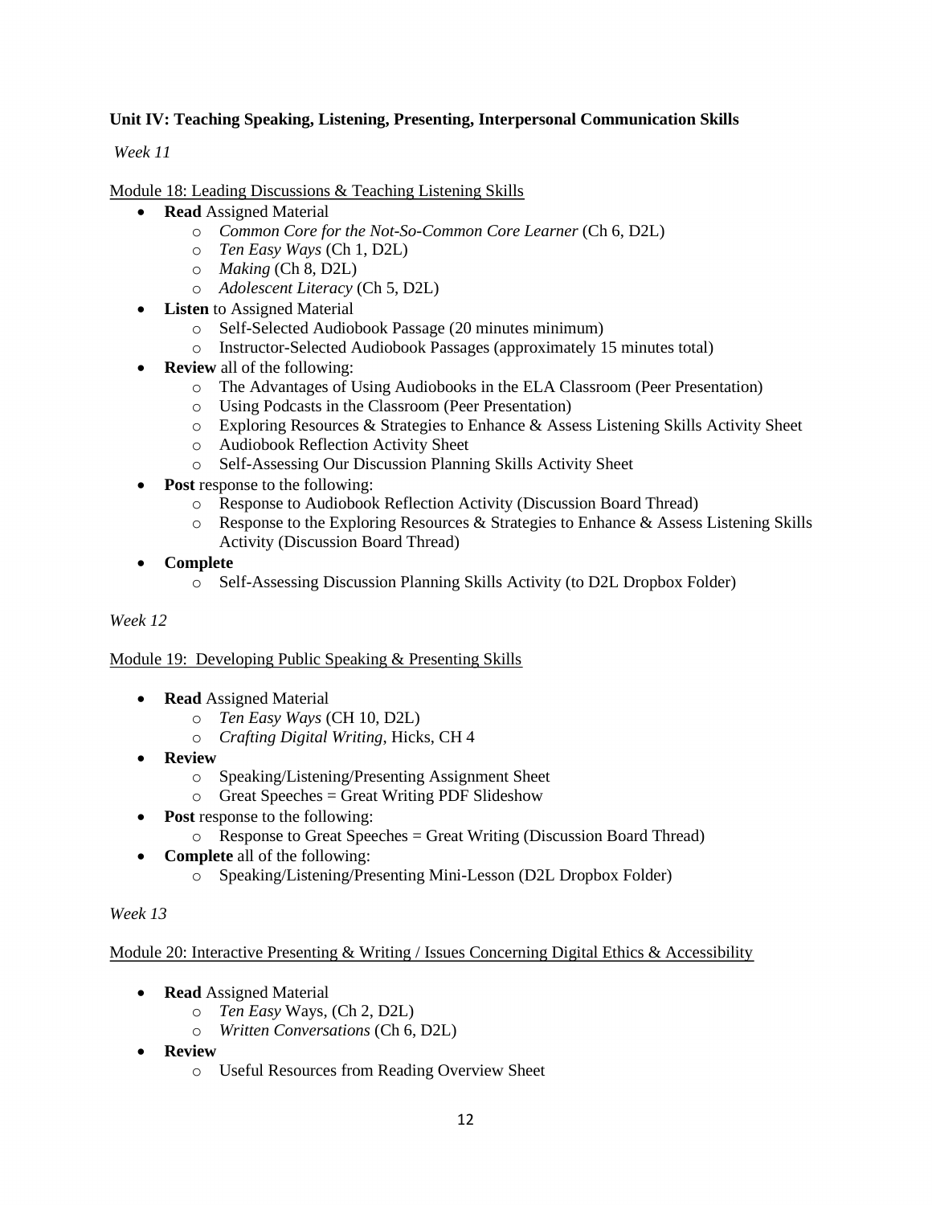**Unit IV: Teaching Speaking, Listening, Presenting, Interpersonal Communication Skills**

*Week 11*

Module 18: Leading Discussions & Teaching Listening Skills

- **Read** Assigned Material
  - *Common Core for the Not-So-Common Core Learner* (Ch 6, D2L)
  - *Ten Easy Ways* (Ch 1, D2L)
  - *Making* (Ch 8, D2L)
  - *Adolescent Literacy* (Ch 5, D2L)
- **Listen** to Assigned Material
  - Self-Selected Audiobook Passage (20 minutes minimum)
  - Instructor-Selected Audiobook Passages (approximately 15 minutes total)
- **Review** all of the following:
  - The Advantages of Using Audiobooks in the ELA Classroom (Peer Presentation)
  - Using Podcasts in the Classroom (Peer Presentation)
  - Exploring Resources & Strategies to Enhance & Assess Listening Skills Activity Sheet
  - Audiobook Reflection Activity Sheet
  - Self-Assessing Our Discussion Planning Skills Activity Sheet
- **Post** response to the following:
  - Response to Audiobook Reflection Activity (Discussion Board Thread)
  - Response to the Exploring Resources & Strategies to Enhance & Assess Listening Skills Activity (Discussion Board Thread)
- **Complete**
  - Self-Assessing Discussion Planning Skills Activity (to D2L Dropbox Folder)

*Week 12*

Module 19: Developing Public Speaking & Presenting Skills

- **Read** Assigned Material
  - *Ten Easy Ways* (CH 10, D2L)
  - *Crafting Digital Writing*, Hicks, CH 4
- **Review**
  - Speaking/Listening/Presenting Assignment Sheet
  - Great Speeches = Great Writing PDF Slideshow
- **Post** response to the following:
  - Response to Great Speeches = Great Writing (Discussion Board Thread)
- **Complete** all of the following:
  - Speaking/Listening/Presenting Mini-Lesson (D2L Dropbox Folder)

*Week 13*

Module 20: Interactive Presenting & Writing / Issues Concerning Digital Ethics & Accessibility

- **Read** Assigned Material
  - *Ten Easy* Ways, (Ch 2, D2L)
  - *Written Conversations* (Ch 6, D2L)
- **Review**
  - Useful Resources from Reading Overview Sheet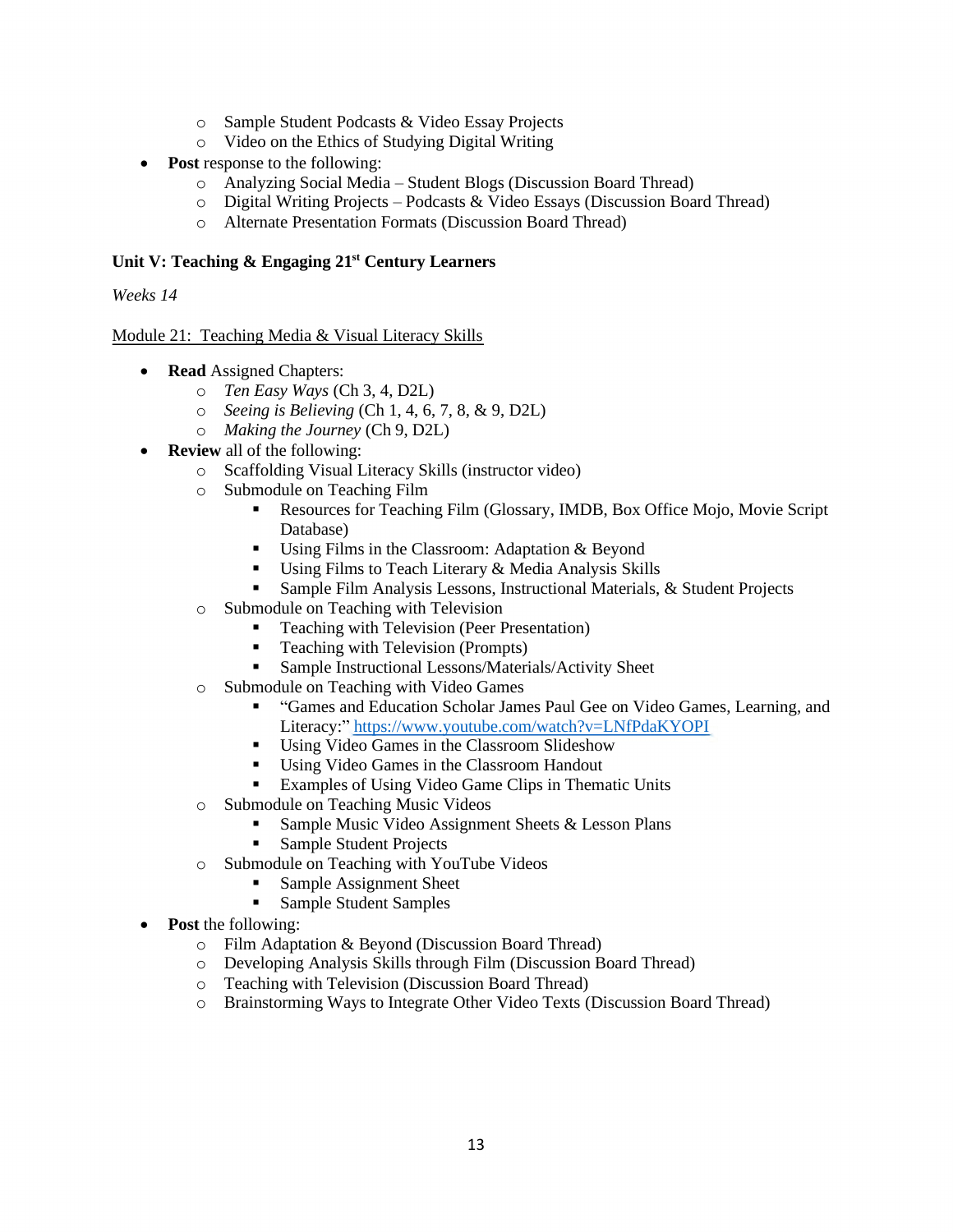- Sample Student Podcasts & Video Essay Projects
  - Video on the Ethics of Studying Digital Writing
- **Post** response to the following:
  - Analyzing Social Media – Student Blogs (Discussion Board Thread)
  - Digital Writing Projects – Podcasts & Video Essays (Discussion Board Thread)
  - Alternate Presentation Formats (Discussion Board Thread)

**Unit V: Teaching & Engaging 21st Century Learners**

*Weeks 14*

<u>Module 21: Teaching Media & Visual Literacy Skills</u>

- **Read** Assigned Chapters:
  - *Ten Easy Ways* (Ch 3, 4, D2L)
  - *Seeing is Believing* (Ch 1, 4, 6, 7, 8, & 9, D2L)
  - *Making the Journey* (Ch 9, D2L)
- **Review** all of the following:
  - Scaffolding Visual Literacy Skills (instructor video)
  - Submodule on Teaching Film
    - Resources for Teaching Film (Glossary, IMDB, Box Office Mojo, Movie Script Database)
    - Using Films in the Classroom: Adaptation & Beyond
    - Using Films to Teach Literary & Media Analysis Skills
    - Sample Film Analysis Lessons, Instructional Materials, & Student Projects
  - Submodule on Teaching with Television
    - Teaching with Television (Peer Presentation)
    - Teaching with Television (Prompts)
    - Sample Instructional Lessons/Materials/Activity Sheet
  - Submodule on Teaching with Video Games
    - "Games and Education Scholar James Paul Gee on Video Games, Learning, and Literacy:" https://www.youtube.com/watch?v=LNfPdaKYOPI
    - Using Video Games in the Classroom Slideshow
    - Using Video Games in the Classroom Handout
    - Examples of Using Video Game Clips in Thematic Units
  - Submodule on Teaching Music Videos
    - Sample Music Video Assignment Sheets & Lesson Plans
    - Sample Student Projects
  - Submodule on Teaching with YouTube Videos
    - Sample Assignment Sheet
    - Sample Student Samples
- **Post** the following:
  - Film Adaptation & Beyond (Discussion Board Thread)
  - Developing Analysis Skills through Film (Discussion Board Thread)
  - Teaching with Television (Discussion Board Thread)
  - Brainstorming Ways to Integrate Other Video Texts (Discussion Board Thread)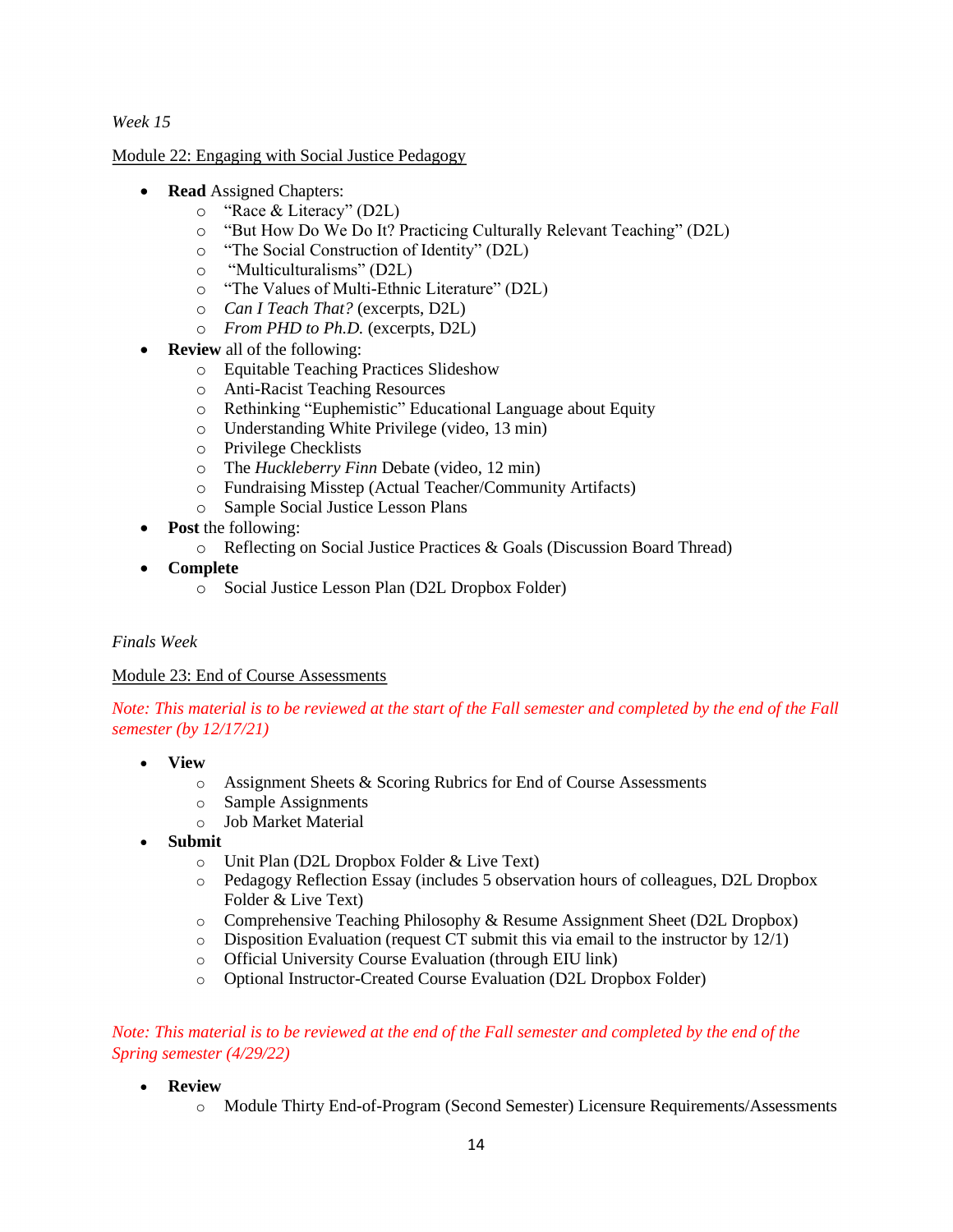*Week 15*

Module 22: Engaging with Social Justice Pedagogy

- **Read** Assigned Chapters:
  - "Race & Literacy" (D2L)
  - "But How Do We Do It? Practicing Culturally Relevant Teaching" (D2L)
  - "The Social Construction of Identity" (D2L)
  - "Multiculturalisms" (D2L)
  - "The Values of Multi-Ethnic Literature" (D2L)
  - *Can I Teach That?* (excerpts, D2L)
  - *From PHD to Ph.D.* (excerpts, D2L)
- **Review** all of the following:
  - Equitable Teaching Practices Slideshow
  - Anti-Racist Teaching Resources
  - Rethinking "Euphemistic" Educational Language about Equity
  - Understanding White Privilege (video, 13 min)
  - Privilege Checklists
  - The *Huckleberry Finn* Debate (video, 12 min)
  - Fundraising Misstep (Actual Teacher/Community Artifacts)
  - Sample Social Justice Lesson Plans
- **Post** the following:
  - Reflecting on Social Justice Practices & Goals (Discussion Board Thread)
- **Complete**
  - Social Justice Lesson Plan (D2L Dropbox Folder)

*Finals Week*

Module 23: End of Course Assessments

*Note: This material is to be reviewed at the start of the Fall semester and completed by the end of the Fall semester (by 12/17/21)*

- **View**
  - Assignment Sheets & Scoring Rubrics for End of Course Assessments
  - Sample Assignments
  - Job Market Material
- **Submit**
  - Unit Plan (D2L Dropbox Folder & Live Text)
  - Pedagogy Reflection Essay (includes 5 observation hours of colleagues, D2L Dropbox Folder & Live Text)
  - Comprehensive Teaching Philosophy & Resume Assignment Sheet (D2L Dropbox)
  - Disposition Evaluation (request CT submit this via email to the instructor by 12/1)
  - Official University Course Evaluation (through EIU link)
  - Optional Instructor-Created Course Evaluation (D2L Dropbox Folder)

*Note: This material is to be reviewed at the end of the Fall semester and completed by the end of the Spring semester (4/29/22)*

- **Review**
  - Module Thirty End-of-Program (Second Semester) Licensure Requirements/Assessments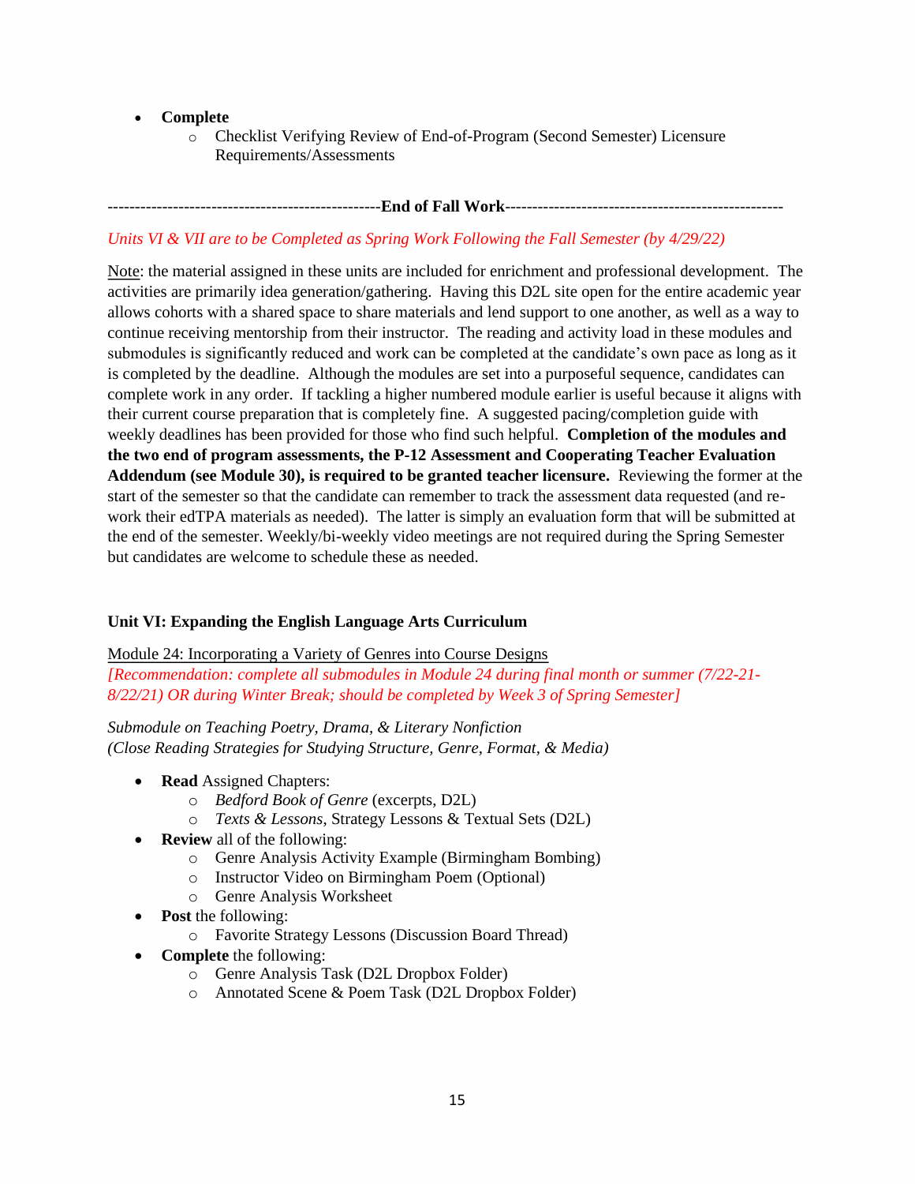- **Complete**
  - Checklist Verifying Review of End-of-Program (Second Semester) Licensure Requirements/Assessments

-------------------------------------------------**End of Fall Work**--------------------------------------------------

*Units VI & VII are to be Completed as Spring Work Following the Fall Semester (by 4/29/22)*

Note: the material assigned in these units are included for enrichment and professional development. The activities are primarily idea generation/gathering. Having this D2L site open for the entire academic year allows cohorts with a shared space to share materials and lend support to one another, as well as a way to continue receiving mentorship from their instructor. The reading and activity load in these modules and submodules is significantly reduced and work can be completed at the candidate's own pace as long as it is completed by the deadline. Although the modules are set into a purposeful sequence, candidates can complete work in any order. If tackling a higher numbered module earlier is useful because it aligns with their current course preparation that is completely fine. A suggested pacing/completion guide with weekly deadlines has been provided for those who find such helpful. **Completion of the modules and the two end of program assessments, the P-12 Assessment and Cooperating Teacher Evaluation Addendum (see Module 30), is required to be granted teacher licensure.** Reviewing the former at the start of the semester so that the candidate can remember to track the assessment data requested (and re-work their edTPA materials as needed). The latter is simply an evaluation form that will be submitted at the end of the semester. Weekly/bi-weekly video meetings are not required during the Spring Semester but candidates are welcome to schedule these as needed.

**Unit VI: Expanding the English Language Arts Curriculum**

Module 24: Incorporating a Variety of Genres into Course Designs
*[Recommendation: complete all submodules in Module 24 during final month or summer (7/22-21-8/22/21) OR during Winter Break; should be completed by Week 3 of Spring Semester]*

*Submodule on Teaching Poetry, Drama, & Literary Nonfiction*
*(Close Reading Strategies for Studying Structure, Genre, Format, & Media)*

- **Read** Assigned Chapters:
  - *Bedford Book of Genre* (excerpts, D2L)
  - *Texts & Lessons*, Strategy Lessons & Textual Sets (D2L)
- **Review** all of the following:
  - Genre Analysis Activity Example (Birmingham Bombing)
  - Instructor Video on Birmingham Poem (Optional)
  - Genre Analysis Worksheet
- **Post** the following:
  - Favorite Strategy Lessons (Discussion Board Thread)
- **Complete** the following:
  - Genre Analysis Task (D2L Dropbox Folder)
  - Annotated Scene & Poem Task (D2L Dropbox Folder)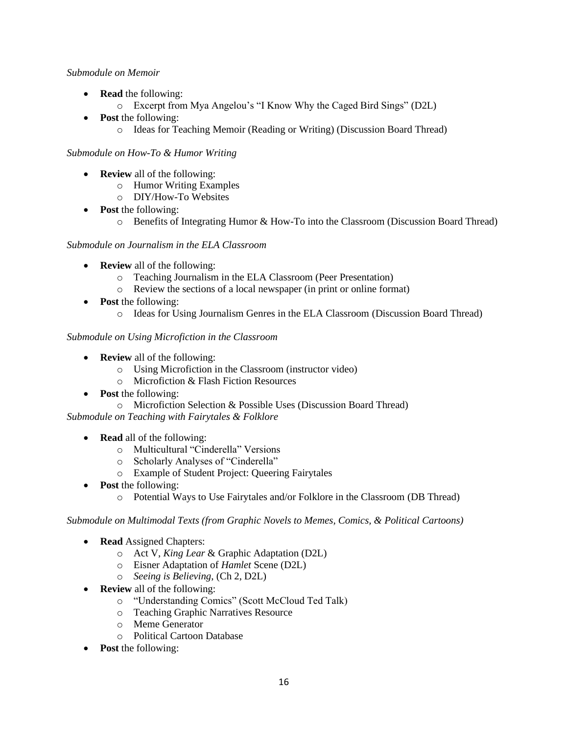*Submodule on Memoir*

- **Read** the following:
  - Excerpt from Mya Angelou's "I Know Why the Caged Bird Sings" (D2L)
- **Post** the following:
  - Ideas for Teaching Memoir (Reading or Writing) (Discussion Board Thread)

*Submodule on How-To & Humor Writing*

- **Review** all of the following:
  - Humor Writing Examples
  - DIY/How-To Websites
- **Post** the following:
  - Benefits of Integrating Humor & How-To into the Classroom (Discussion Board Thread)

*Submodule on Journalism in the ELA Classroom*

- **Review** all of the following:
  - Teaching Journalism in the ELA Classroom (Peer Presentation)
  - Review the sections of a local newspaper (in print or online format)
- **Post** the following:
  - Ideas for Using Journalism Genres in the ELA Classroom (Discussion Board Thread)

*Submodule on Using Microfiction in the Classroom*

- **Review** all of the following:
  - Using Microfiction in the Classroom (instructor video)
  - Microfiction & Flash Fiction Resources
- **Post** the following:
  - Microfiction Selection & Possible Uses (Discussion Board Thread)

*Submodule on Teaching with Fairytales & Folklore*

- **Read** all of the following:
  - Multicultural "Cinderella" Versions
  - Scholarly Analyses of "Cinderella"
  - Example of Student Project: Queering Fairytales
- **Post** the following:
  - Potential Ways to Use Fairytales and/or Folklore in the Classroom (DB Thread)

*Submodule on Multimodal Texts (from Graphic Novels to Memes, Comics, & Political Cartoons)*

- **Read** Assigned Chapters:
  - Act V, *King Lear* & Graphic Adaptation (D2L)
  - Eisner Adaptation of *Hamlet* Scene (D2L)
  - *Seeing is Believing*, (Ch 2, D2L)
- **Review** all of the following:
  - "Understanding Comics" (Scott McCloud Ted Talk)
  - Teaching Graphic Narratives Resource
  - Meme Generator
  - Political Cartoon Database
- **Post** the following: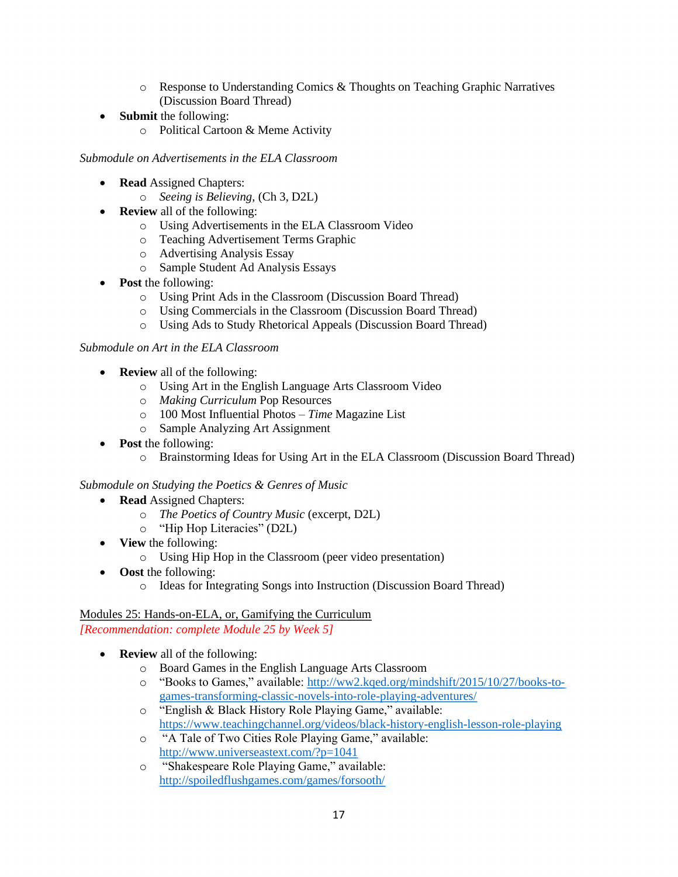- Response to Understanding Comics & Thoughts on Teaching Graphic Narratives (Discussion Board Thread)
- **Submit** the following:
   - Political Cartoon & Meme Activity

*Submodule on Advertisements in the ELA Classroom*

- **Read** Assigned Chapters:
   - *Seeing is Believing*, (Ch 3, D2L)
- **Review** all of the following:
   - Using Advertisements in the ELA Classroom Video
   - Teaching Advertisement Terms Graphic
   - Advertising Analysis Essay
   - Sample Student Ad Analysis Essays
- **Post** the following:
   - Using Print Ads in the Classroom (Discussion Board Thread)
   - Using Commercials in the Classroom (Discussion Board Thread)
   - Using Ads to Study Rhetorical Appeals (Discussion Board Thread)

*Submodule on Art in the ELA Classroom*

- **Review** all of the following:
   - Using Art in the English Language Arts Classroom Video
   - *Making Curriculum* Pop Resources
   - 100 Most Influential Photos – *Time* Magazine List
   - Sample Analyzing Art Assignment
- **Post** the following:
   - Brainstorming Ideas for Using Art in the ELA Classroom (Discussion Board Thread)

*Submodule on Studying the Poetics & Genres of Music*

- **Read** Assigned Chapters:
   - *The Poetics of Country Music* (excerpt, D2L)
   - "Hip Hop Literacies" (D2L)
- **View** the following:
   - Using Hip Hop in the Classroom (peer video presentation)
- **Oost** the following:
   - Ideas for Integrating Songs into Instruction (Discussion Board Thread)

Modules 25: Hands-on-ELA, or, Gamifying the Curriculum

*[Recommendation: complete Module 25 by Week 5]*

- **Review** all of the following:
   - Board Games in the English Language Arts Classroom
   - "Books to Games," available: http://ww2.kqed.org/mindshift/2015/10/27/books-to-games-transforming-classic-novels-into-role-playing-adventures/
   - "English & Black History Role Playing Game," available: https://www.teachingchannel.org/videos/black-history-english-lesson-role-playing
   - "A Tale of Two Cities Role Playing Game," available: http://www.universeastext.com/?p=1041
   - "Shakespeare Role Playing Game," available: http://spoiledflushgames.com/games/forsooth/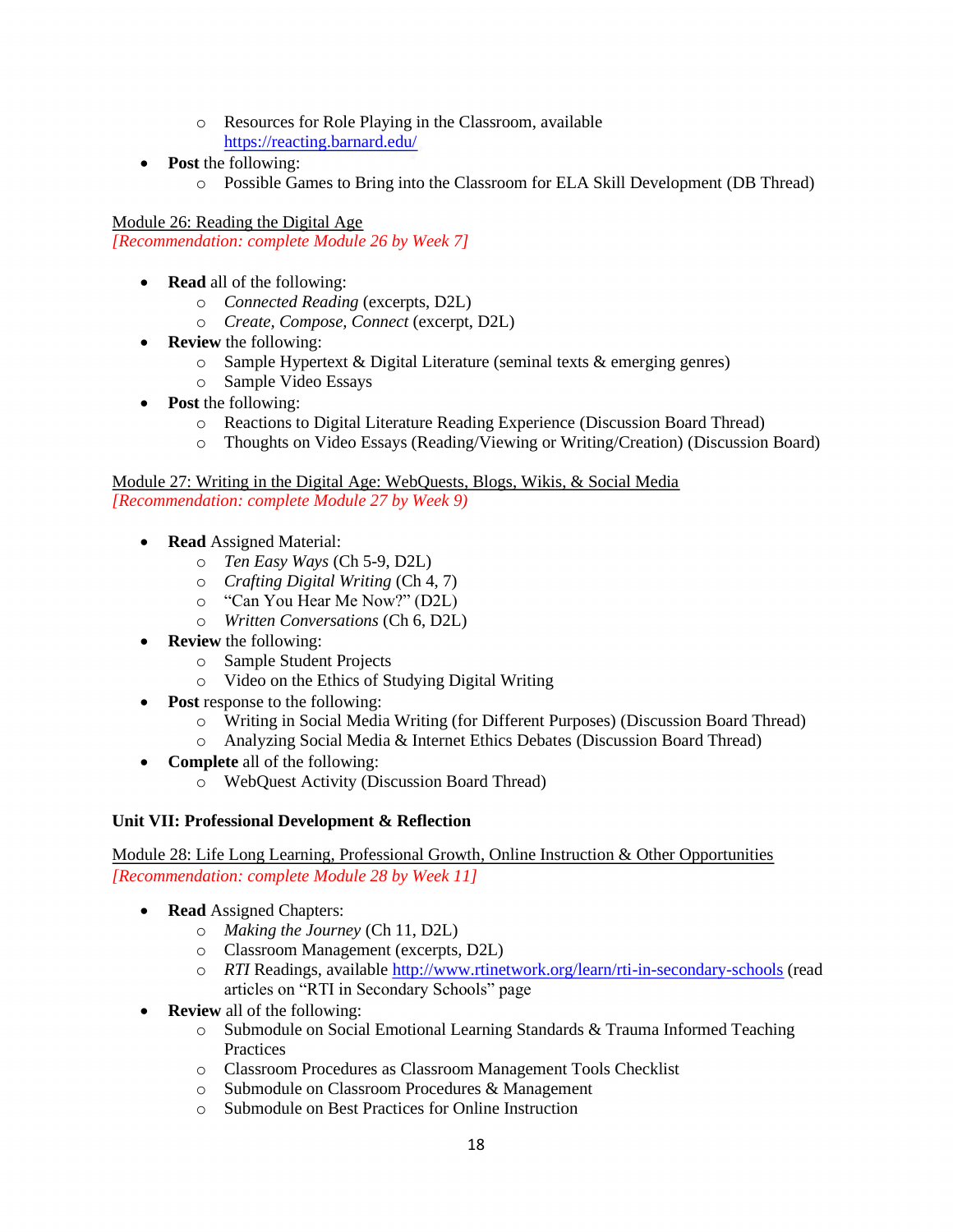- Resources for Role Playing in the Classroom, available https://reacting.barnard.edu/
- **Post** the following:
    - Possible Games to Bring into the Classroom for ELA Skill Development (DB Thread)

Module 26: Reading the Digital Age
*[Recommendation: complete Module 26 by Week 7]*

- **Read** all of the following:
    - *Connected Reading* (excerpts, D2L)
    - *Create, Compose, Connect* (excerpt, D2L)
- **Review** the following:
    - Sample Hypertext & Digital Literature (seminal texts & emerging genres)
    - Sample Video Essays
- **Post** the following:
    - Reactions to Digital Literature Reading Experience (Discussion Board Thread)
    - Thoughts on Video Essays (Reading/Viewing or Writing/Creation) (Discussion Board)

Module 27: Writing in the Digital Age: WebQuests, Blogs, Wikis, & Social Media
*[Recommendation: complete Module 27 by Week 9)*

- **Read** Assigned Material:
    - *Ten Easy Ways* (Ch 5-9, D2L)
    - *Crafting Digital Writing* (Ch 4, 7)
    - "Can You Hear Me Now?" (D2L)
    - *Written Conversations* (Ch 6, D2L)
- **Review** the following:
    - Sample Student Projects
    - Video on the Ethics of Studying Digital Writing
- **Post** response to the following:
    - Writing in Social Media Writing (for Different Purposes) (Discussion Board Thread)
    - Analyzing Social Media & Internet Ethics Debates (Discussion Board Thread)
- **Complete** all of the following:
    - WebQuest Activity (Discussion Board Thread)

**Unit VII: Professional Development & Reflection**

Module 28: Life Long Learning, Professional Growth, Online Instruction & Other Opportunities
*[Recommendation: complete Module 28 by Week 11]*

- **Read** Assigned Chapters:
    - *Making the Journey* (Ch 11, D2L)
    - Classroom Management (excerpts, D2L)
    - *RTI* Readings, available http://www.rtinetwork.org/learn/rti-in-secondary-schools (read articles on "RTI in Secondary Schools" page
- **Review** all of the following:
    - Submodule on Social Emotional Learning Standards & Trauma Informed Teaching Practices
    - Classroom Procedures as Classroom Management Tools Checklist
    - Submodule on Classroom Procedures & Management
    - Submodule on Best Practices for Online Instruction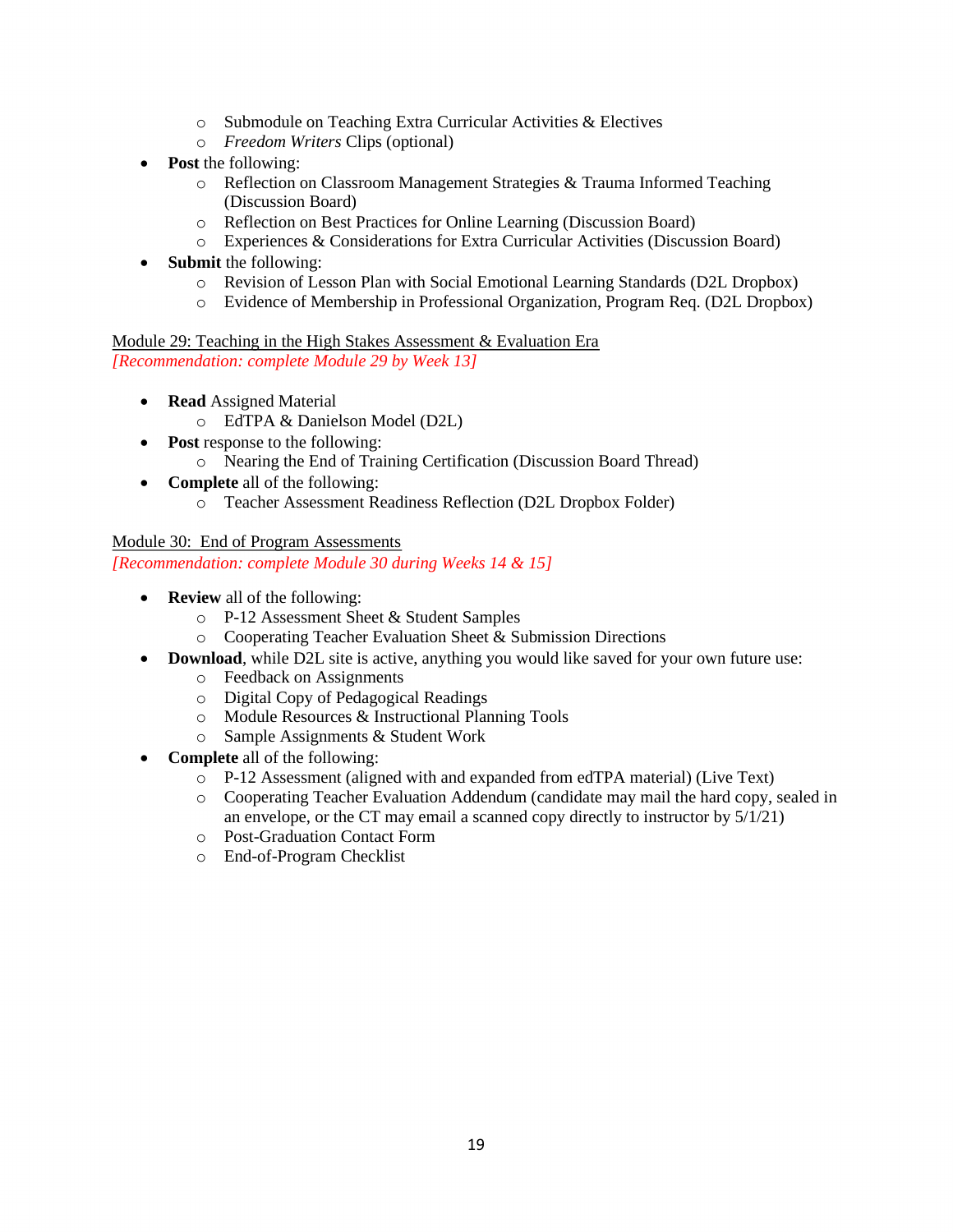- Submodule on Teaching Extra Curricular Activities & Electives
  - *Freedom Writers* Clips (optional)
- **Post** the following:
  - Reflection on Classroom Management Strategies & Trauma Informed Teaching (Discussion Board)
  - Reflection on Best Practices for Online Learning (Discussion Board)
  - Experiences & Considerations for Extra Curricular Activities (Discussion Board)
- **Submit** the following:
  - Revision of Lesson Plan with Social Emotional Learning Standards (D2L Dropbox)
  - Evidence of Membership in Professional Organization, Program Req. (D2L Dropbox)

<u>Module 29: Teaching in the High Stakes Assessment & Evaluation Era</u>
*[Recommendation: complete Module 29 by Week 13]*

- **Read** Assigned Material
  - EdTPA & Danielson Model (D2L)
- **Post** response to the following:
  - Nearing the End of Training Certification (Discussion Board Thread)
- **Complete** all of the following:
  - Teacher Assessment Readiness Reflection (D2L Dropbox Folder)

<u>Module 30: End of Program Assessments</u>
*[Recommendation: complete Module 30 during Weeks 14 & 15]*

- **Review** all of the following:
  - P-12 Assessment Sheet & Student Samples
  - Cooperating Teacher Evaluation Sheet & Submission Directions
- **Download**, while D2L site is active, anything you would like saved for your own future use:
  - Feedback on Assignments
  - Digital Copy of Pedagogical Readings
  - Module Resources & Instructional Planning Tools
  - Sample Assignments & Student Work
- **Complete** all of the following:
  - P-12 Assessment (aligned with and expanded from edTPA material) (Live Text)
  - Cooperating Teacher Evaluation Addendum (candidate may mail the hard copy, sealed in an envelope, or the CT may email a scanned copy directly to instructor by 5/1/21)
  - Post-Graduation Contact Form
  - End-of-Program Checklist